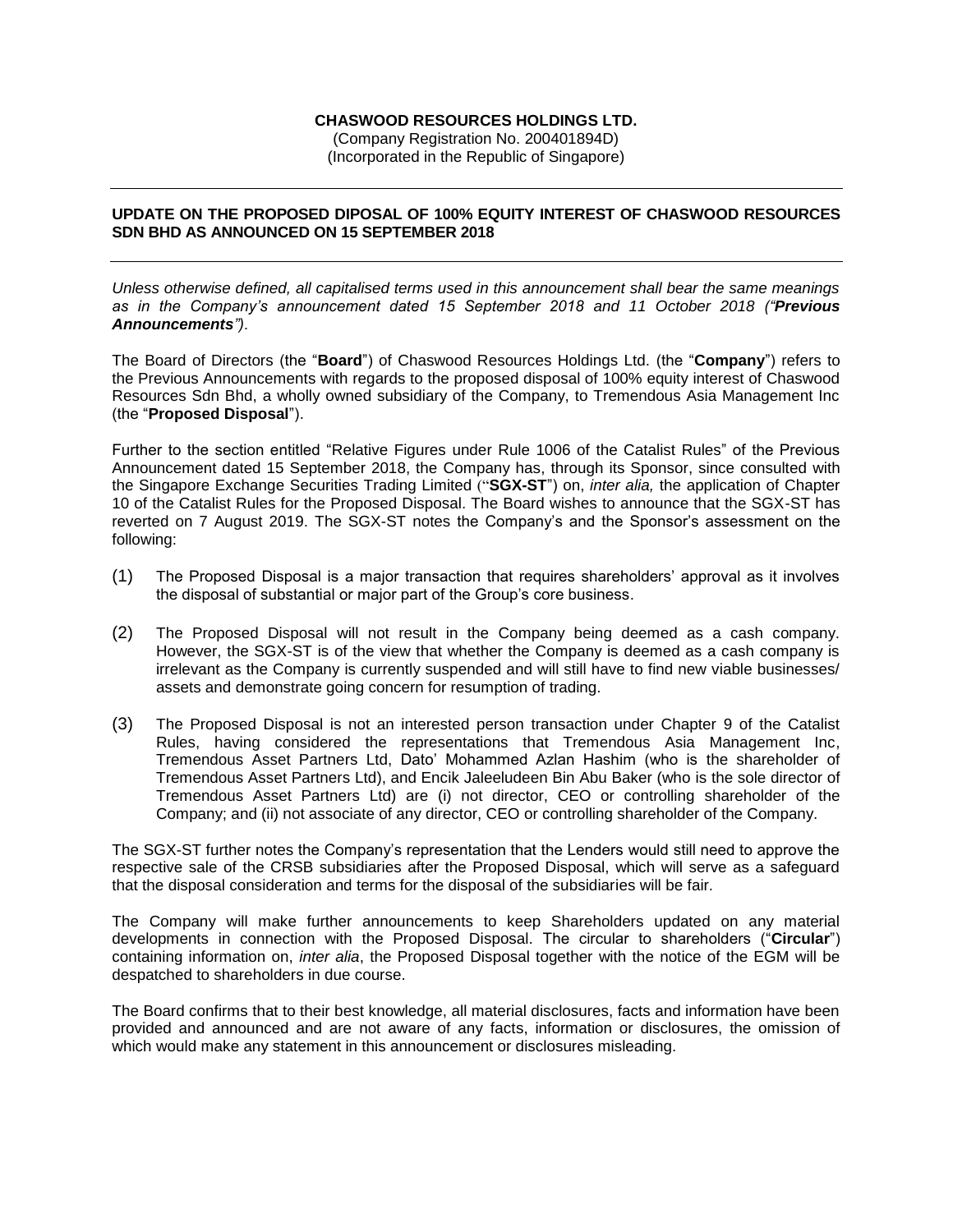**CHASWOOD RESOURCES HOLDINGS LTD.**
(Company Registration No. 200401894D)
(Incorporated in the Republic of Singapore)

---

**UPDATE ON THE PROPOSED DIPOSAL OF 100% EQUITY INTEREST OF CHASWOOD RESOURCES SDN BHD AS ANNOUNCED ON 15 SEPTEMBER 2018**

---

*Unless otherwise defined, all capitalised terms used in this announcement shall bear the same meanings as in the Company's announcement dated 15 September 2018 and 11 October 2018 ("**Previous Announcements**").*

The Board of Directors (the "**Board**") of Chaswood Resources Holdings Ltd. (the "**Company**") refers to the Previous Announcements with regards to the proposed disposal of 100% equity interest of Chaswood Resources Sdn Bhd, a wholly owned subsidiary of the Company, to Tremendous Asia Management Inc (the "**Proposed Disposal**").

Further to the section entitled "Relative Figures under Rule 1006 of the Catalist Rules" of the Previous Announcement dated 15 September 2018, the Company has, through its Sponsor, since consulted with the Singapore Exchange Securities Trading Limited ("**SGX-ST**") on, *inter alia,* the application of Chapter 10 of the Catalist Rules for the Proposed Disposal. The Board wishes to announce that the SGX-ST has reverted on 7 August 2019. The SGX-ST notes the Company's and the Sponsor's assessment on the following:

(1) The Proposed Disposal is a major transaction that requires shareholders' approval as it involves the disposal of substantial or major part of the Group's core business.

(2) The Proposed Disposal will not result in the Company being deemed as a cash company. However, the SGX-ST is of the view that whether the Company is deemed as a cash company is irrelevant as the Company is currently suspended and will still have to find new viable businesses/ assets and demonstrate going concern for resumption of trading.

(3) The Proposed Disposal is not an interested person transaction under Chapter 9 of the Catalist Rules, having considered the representations that Tremendous Asia Management Inc, Tremendous Asset Partners Ltd, Dato' Mohammed Azlan Hashim (who is the shareholder of Tremendous Asset Partners Ltd), and Encik Jaleeludeen Bin Abu Baker (who is the sole director of Tremendous Asset Partners Ltd) are (i) not director, CEO or controlling shareholder of the Company; and (ii) not associate of any director, CEO or controlling shareholder of the Company.

The SGX-ST further notes the Company's representation that the Lenders would still need to approve the respective sale of the CRSB subsidiaries after the Proposed Disposal, which will serve as a safeguard that the disposal consideration and terms for the disposal of the subsidiaries will be fair.

The Company will make further announcements to keep Shareholders updated on any material developments in connection with the Proposed Disposal. The circular to shareholders ("**Circular**") containing information on, *inter alia*, the Proposed Disposal together with the notice of the EGM will be despatched to shareholders in due course.

The Board confirms that to their best knowledge, all material disclosures, facts and information have been provided and announced and are not aware of any facts, information or disclosures, the omission of which would make any statement in this announcement or disclosures misleading.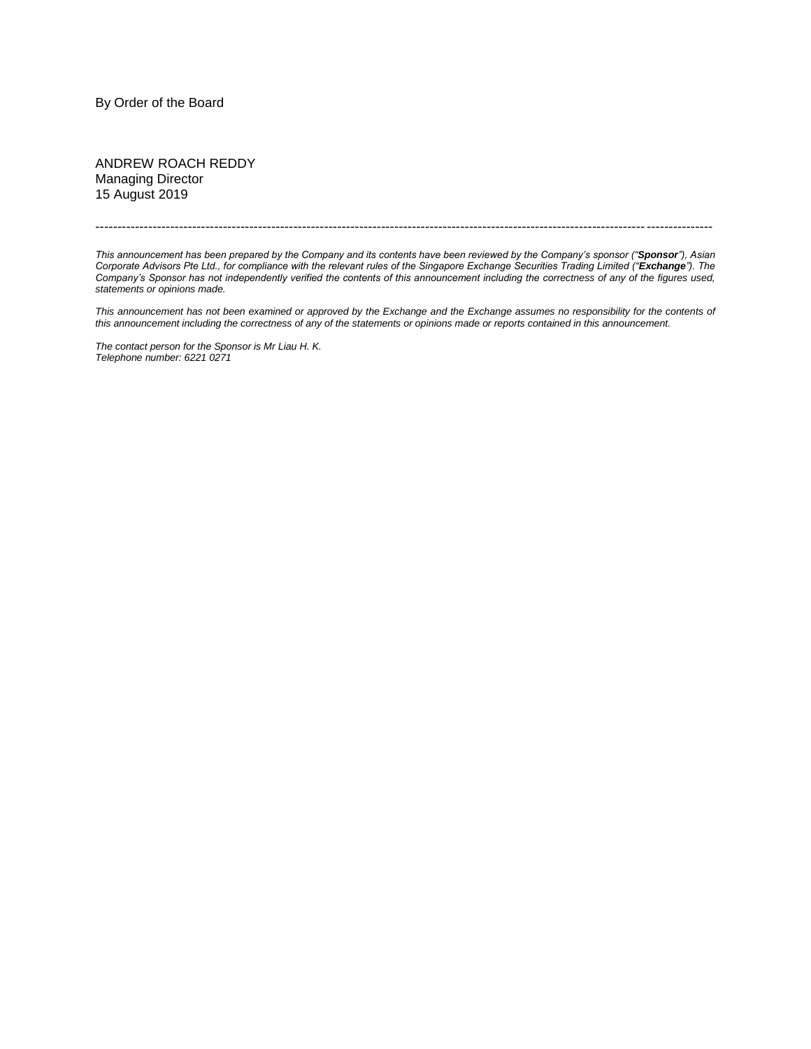By Order of the Board

ANDREW ROACH REDDY
Managing Director
15 August 2019

---

*This announcement has been prepared by the Company and its contents have been reviewed by the Company's sponsor ("**Sponsor**"), Asian Corporate Advisors Pte Ltd., for compliance with the relevant rules of the Singapore Exchange Securities Trading Limited ("**Exchange**"). The Company's Sponsor has not independently verified the contents of this announcement including the correctness of any of the figures used, statements or opinions made.*

*This announcement has not been examined or approved by the Exchange and the Exchange assumes no responsibility for the contents of this announcement including the correctness of any of the statements or opinions made or reports contained in this announcement.*

*The contact person for the Sponsor is Mr Liau H. K.*
*Telephone number: 6221 0271*